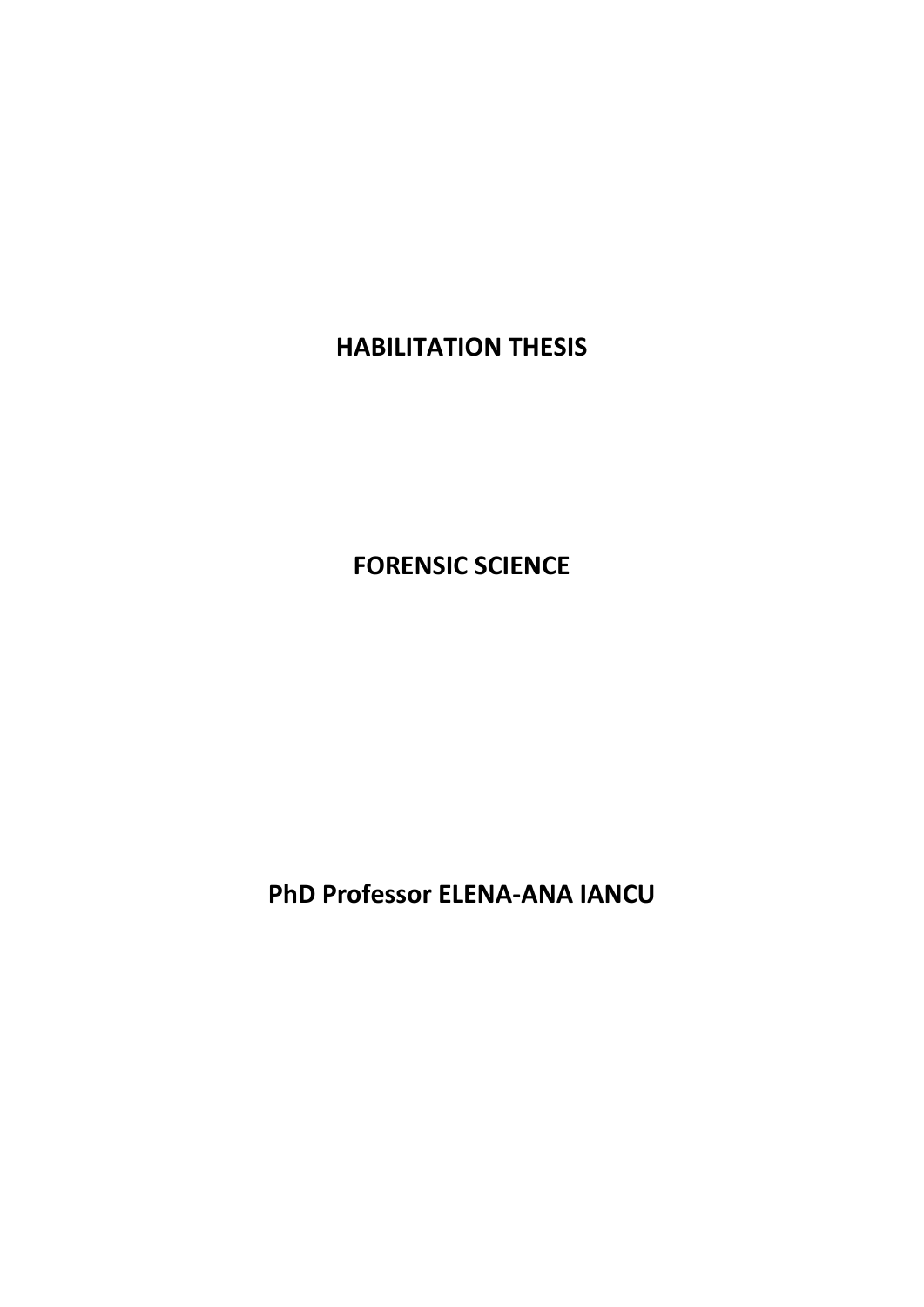# HABILITATION THESIS

## FORENSIC SCIENCE

**PhD Professor ELENA-ANA IANCU**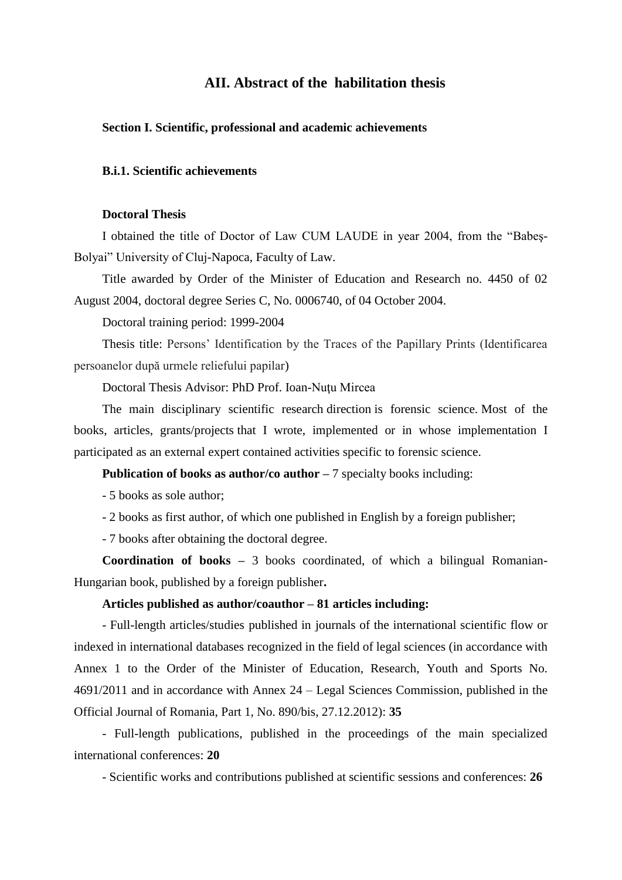## AII. Abstract of the habilitation thesis

### Section I. Scientific, professional and academic achievements

#### B.i.1. Scientific achievements

**Doctoral Thesis**

I obtained the title of Doctor of Law CUM LAUDE in year 2004, from the "Babeş-Bolyai" University of Cluj-Napoca, Faculty of Law.

Title awarded by Order of the Minister of Education and Research no. 4450 of 02 August 2004, doctoral degree Series C, No. 0006740, of 04 October 2004.

Doctoral training period: 1999-2004

Thesis title: Persons' Identification by the Traces of the Papillary Prints (Identificarea persoanelor după urmele reliefului papilar)

Doctoral Thesis Advisor: PhD Prof. Ioan-Nuţu Mircea

The main disciplinary scientific research direction is forensic science. Most of the books, articles, grants/projects that I wrote, implemented or in whose implementation I participated as an external expert contained activities specific to forensic science.

**Publication of books as author/co author –** 7 specialty books including:

- 5 books as sole author;
- 2 books as first author, of which one published in English by a foreign publisher;
- 7 books after obtaining the doctoral degree.

**Coordination of books –** 3 books coordinated, of which a bilingual Romanian-Hungarian book, published by a foreign publisher**.**

**Articles published as author/coauthor – 81 articles including:**

- Full-length articles/studies published in journals of the international scientific flow or indexed in international databases recognized in the field of legal sciences (in accordance with Annex 1 to the Order of the Minister of Education, Research, Youth and Sports No. 4691/2011 and in accordance with Annex 24 – Legal Sciences Commission, published in the Official Journal of Romania, Part 1, No. 890/bis, 27.12.2012): **35**
- Full-length publications, published in the proceedings of the main specialized international conferences: **20**
- Scientific works and contributions published at scientific sessions and conferences: **26**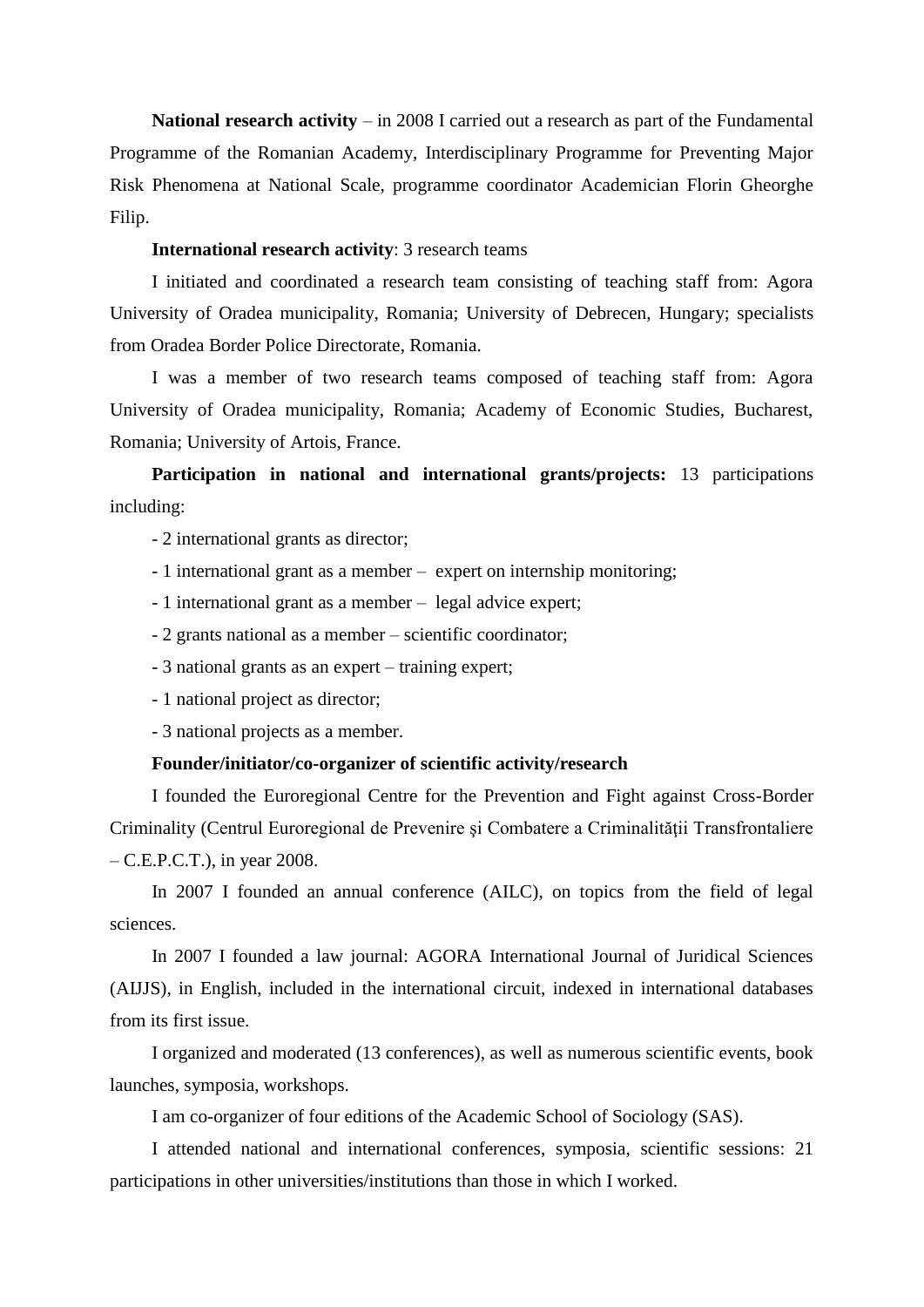**National research activity** – in 2008 I carried out a research as part of the Fundamental Programme of the Romanian Academy, Interdisciplinary Programme for Preventing Major Risk Phenomena at National Scale, programme coordinator Academician Florin Gheorghe Filip.

**International research activity**: 3 research teams

I initiated and coordinated a research team consisting of teaching staff from: Agora University of Oradea municipality, Romania; University of Debrecen, Hungary; specialists from Oradea Border Police Directorate, Romania.

I was a member of two research teams composed of teaching staff from: Agora University of Oradea municipality, Romania; Academy of Economic Studies, Bucharest, Romania; University of Artois, France.

**Participation in national and international grants/projects:** 13 participations including:

- 2 international grants as director;
- 1 international grant as a member – expert on internship monitoring;
- 1 international grant as a member – legal advice expert;
- 2 grants national as a member – scientific coordinator;
- 3 national grants as an expert – training expert;
- 1 national project as director;
- 3 national projects as a member.

**Founder/initiator/co-organizer of scientific activity/research**

I founded the Euroregional Centre for the Prevention and Fight against Cross-Border Criminality (Centrul Euroregional de Prevenire şi Combatere a Criminalităţii Transfrontaliere – C.E.P.C.T.), in year 2008.

In 2007 I founded an annual conference (AILC), on topics from the field of legal sciences.

In 2007 I founded a law journal: AGORA International Journal of Juridical Sciences (AIJJS), in English, included in the international circuit, indexed in international databases from its first issue.

I organized and moderated (13 conferences), as well as numerous scientific events, book launches, symposia, workshops.

I am co-organizer of four editions of the Academic School of Sociology (SAS).

I attended national and international conferences, symposia, scientific sessions: 21 participations in other universities/institutions than those in which I worked.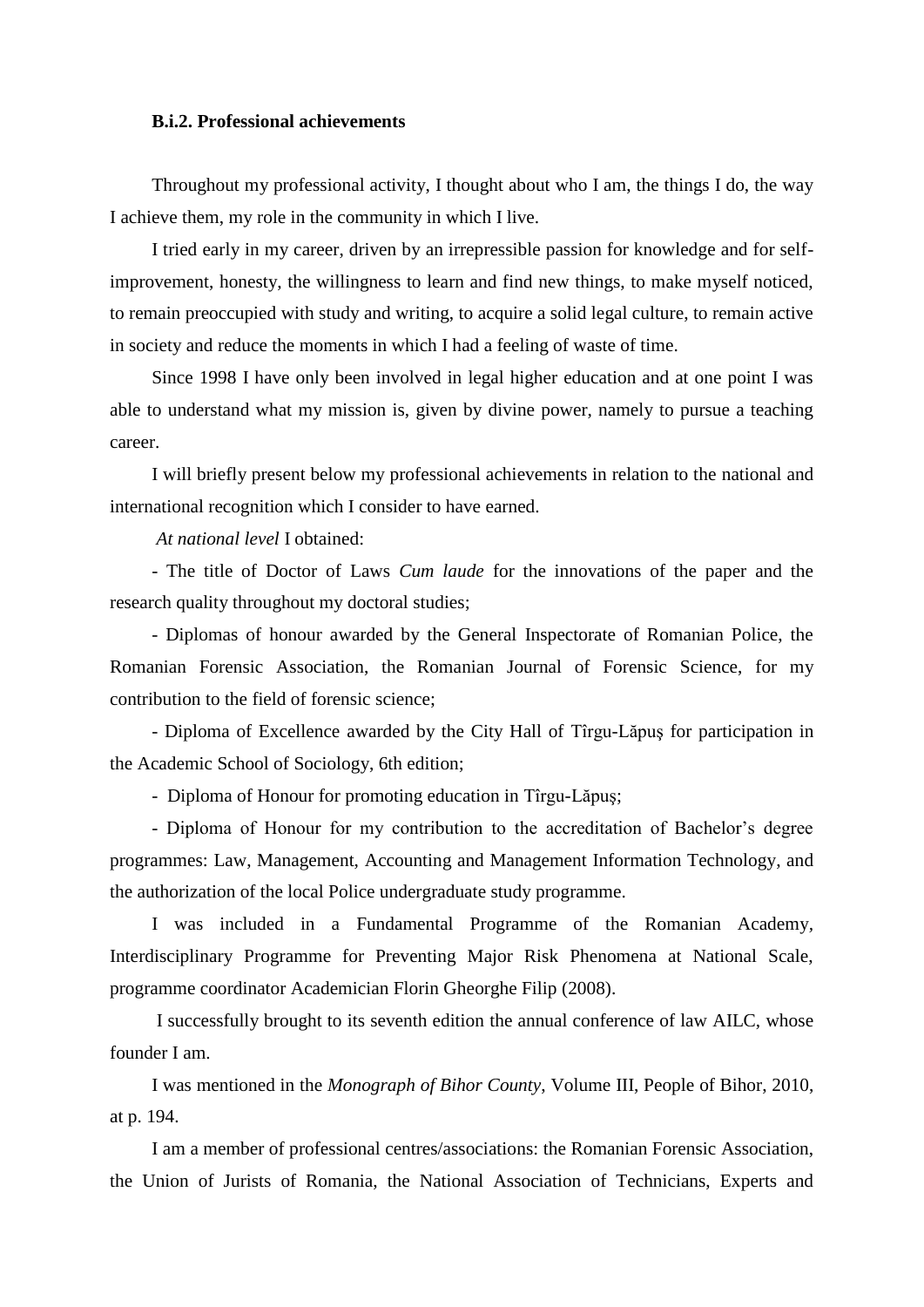### B.i.2. Professional achievements

Throughout my professional activity, I thought about who I am, the things I do, the way I achieve them, my role in the community in which I live.

I tried early in my career, driven by an irrepressible passion for knowledge and for self-improvement, honesty, the willingness to learn and find new things, to make myself noticed, to remain preoccupied with study and writing, to acquire a solid legal culture, to remain active in society and reduce the moments in which I had a feeling of waste of time.

Since 1998 I have only been involved in legal higher education and at one point I was able to understand what my mission is, given by divine power, namely to pursue a teaching career.

I will briefly present below my professional achievements in relation to the national and international recognition which I consider to have earned.

*At national level* I obtained:

- The title of Doctor of Laws *Cum laude* for the innovations of the paper and the research quality throughout my doctoral studies;
- Diplomas of honour awarded by the General Inspectorate of Romanian Police, the Romanian Forensic Association, the Romanian Journal of Forensic Science, for my contribution to the field of forensic science;
- Diploma of Excellence awarded by the City Hall of Tîrgu-Lăpuş for participation in the Academic School of Sociology, 6th edition;
- Diploma of Honour for promoting education in Tîrgu-Lăpuş;
- Diploma of Honour for my contribution to the accreditation of Bachelor's degree programmes: Law, Management, Accounting and Management Information Technology, and the authorization of the local Police undergraduate study programme.

I was included in a Fundamental Programme of the Romanian Academy, Interdisciplinary Programme for Preventing Major Risk Phenomena at National Scale, programme coordinator Academician Florin Gheorghe Filip (2008).

I successfully brought to its seventh edition the annual conference of law AILC, whose founder I am.

I was mentioned in the *Monograph of Bihor County*, Volume III, People of Bihor, 2010, at p. 194.

I am a member of professional centres/associations: the Romanian Forensic Association, the Union of Jurists of Romania, the National Association of Technicians, Experts and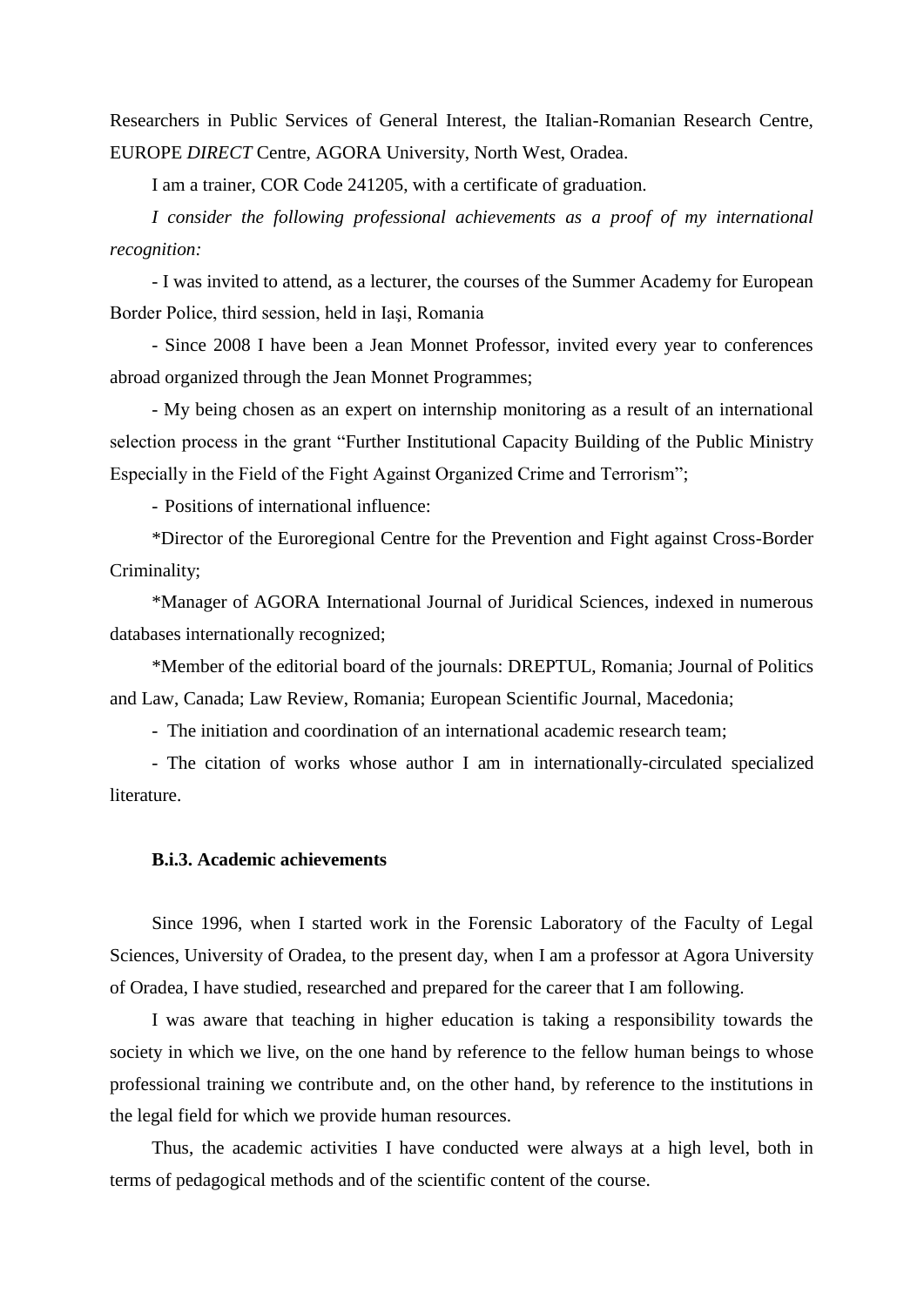Researchers in Public Services of General Interest, the Italian-Romanian Research Centre, EUROPE *DIRECT* Centre, AGORA University, North West, Oradea.

I am a trainer, COR Code 241205, with a certificate of graduation.

*I consider the following professional achievements as a proof of my international recognition:*

- I was invited to attend, as a lecturer, the courses of the Summer Academy for European Border Police, third session, held in Iaşi, Romania
- Since 2008 I have been a Jean Monnet Professor, invited every year to conferences abroad organized through the Jean Monnet Programmes;
- My being chosen as an expert on internship monitoring as a result of an international selection process in the grant "Further Institutional Capacity Building of the Public Ministry Especially in the Field of the Fight Against Organized Crime and Terrorism";
- Positions of international influence:

*Director of the Euroregional Centre for the Prevention and Fight against Cross-Border Criminality;

*Manager of AGORA International Journal of Juridical Sciences, indexed in numerous databases internationally recognized;

*Member of the editorial board of the journals: DREPTUL, Romania; Journal of Politics and Law, Canada; Law Review, Romania; European Scientific Journal, Macedonia;

- The initiation and coordination of an international academic research team;
- The citation of works whose author I am in internationally-circulated specialized literature.

#### B.i.3. Academic achievements

Since 1996, when I started work in the Forensic Laboratory of the Faculty of Legal Sciences, University of Oradea, to the present day, when I am a professor at Agora University of Oradea, I have studied, researched and prepared for the career that I am following.

I was aware that teaching in higher education is taking a responsibility towards the society in which we live, on the one hand by reference to the fellow human beings to whose professional training we contribute and, on the other hand, by reference to the institutions in the legal field for which we provide human resources.

Thus, the academic activities I have conducted were always at a high level, both in terms of pedagogical methods and of the scientific content of the course.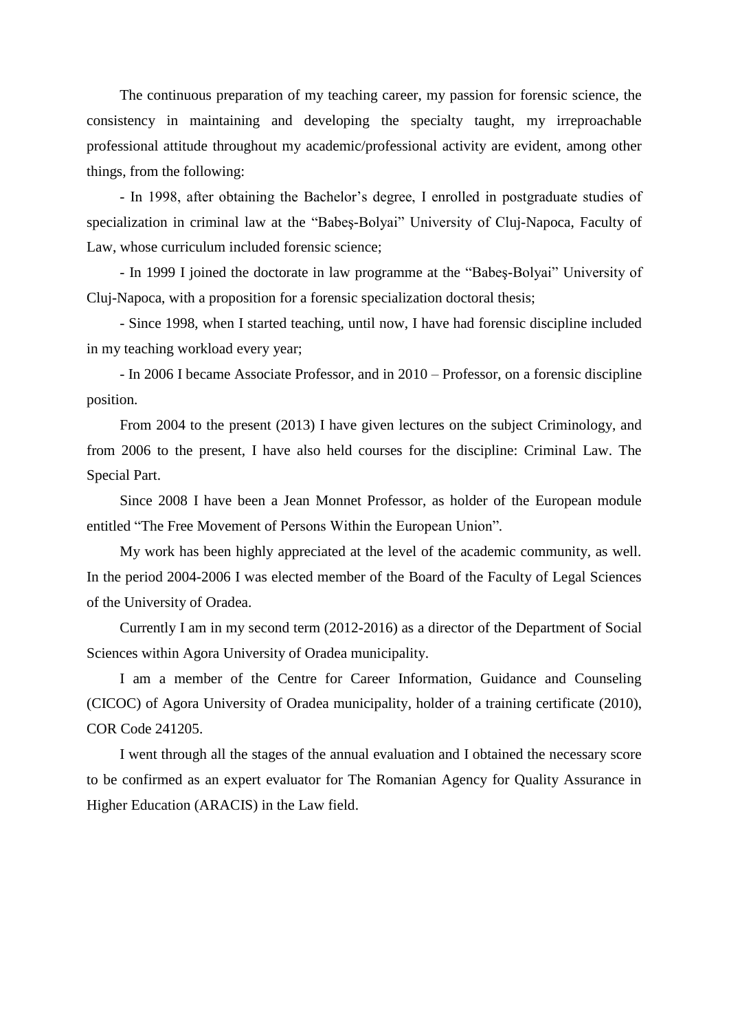The continuous preparation of my teaching career, my passion for forensic science, the consistency in maintaining and developing the specialty taught, my irreproachable professional attitude throughout my academic/professional activity are evident, among other things, from the following:

- In 1998, after obtaining the Bachelor's degree, I enrolled in postgraduate studies of specialization in criminal law at the "Babeş-Bolyai" University of Cluj-Napoca, Faculty of Law, whose curriculum included forensic science;
- In 1999 I joined the doctorate in law programme at the "Babeş-Bolyai" University of Cluj-Napoca, with a proposition for a forensic specialization doctoral thesis;
- Since 1998, when I started teaching, until now, I have had forensic discipline included in my teaching workload every year;
- In 2006 I became Associate Professor, and in 2010 – Professor, on a forensic discipline position.

From 2004 to the present (2013) I have given lectures on the subject Criminology, and from 2006 to the present, I have also held courses for the discipline: Criminal Law. The Special Part.

Since 2008 I have been a Jean Monnet Professor, as holder of the European module entitled "The Free Movement of Persons Within the European Union".

My work has been highly appreciated at the level of the academic community, as well. In the period 2004-2006 I was elected member of the Board of the Faculty of Legal Sciences of the University of Oradea.

Currently I am in my second term (2012-2016) as a director of the Department of Social Sciences within Agora University of Oradea municipality.

I am a member of the Centre for Career Information, Guidance and Counseling (CICOC) of Agora University of Oradea municipality, holder of a training certificate (2010), COR Code 241205.

I went through all the stages of the annual evaluation and I obtained the necessary score to be confirmed as an expert evaluator for The Romanian Agency for Quality Assurance in Higher Education (ARACIS) in the Law field.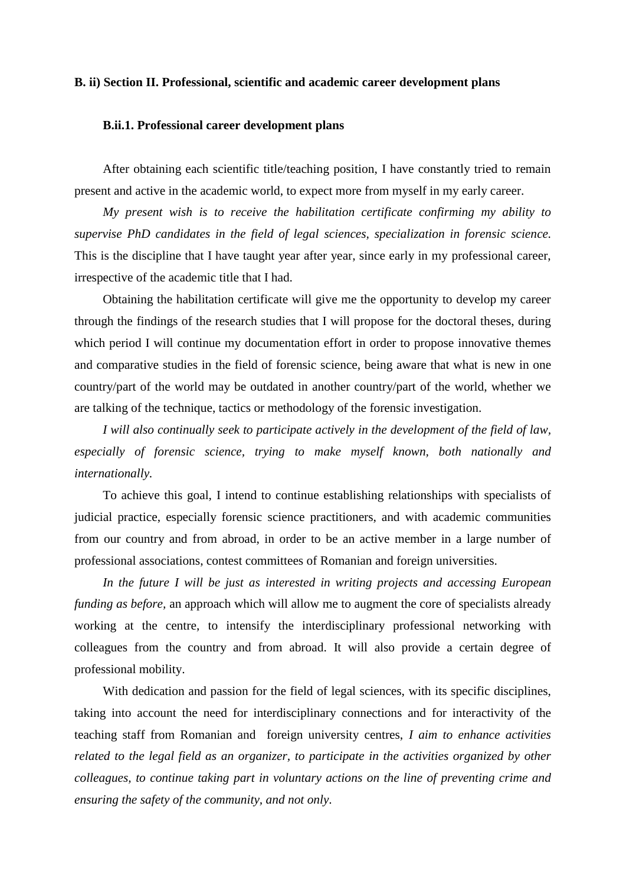**B. ii) Section II. Professional, scientific and academic career development plans**

**B.ii.1. Professional career development plans**

After obtaining each scientific title/teaching position, I have constantly tried to remain present and active in the academic world, to expect more from myself in my early career.

*My present wish is to receive the habilitation certificate confirming my ability to supervise PhD candidates in the field of legal sciences, specialization in forensic science.* This is the discipline that I have taught year after year, since early in my professional career, irrespective of the academic title that I had.

Obtaining the habilitation certificate will give me the opportunity to develop my career through the findings of the research studies that I will propose for the doctoral theses, during which period I will continue my documentation effort in order to propose innovative themes and comparative studies in the field of forensic science, being aware that what is new in one country/part of the world may be outdated in another country/part of the world, whether we are talking of the technique, tactics or methodology of the forensic investigation.

*I will also continually seek to participate actively in the development of the field of law, especially of forensic science, trying to make myself known, both nationally and internationally.*

To achieve this goal, I intend to continue establishing relationships with specialists of judicial practice, especially forensic science practitioners, and with academic communities from our country and from abroad, in order to be an active member in a large number of professional associations, contest committees of Romanian and foreign universities.

*In the future I will be just as interested in writing projects and accessing European funding as before,* an approach which will allow me to augment the core of specialists already working at the centre, to intensify the interdisciplinary professional networking with colleagues from the country and from abroad. It will also provide a certain degree of professional mobility.

With dedication and passion for the field of legal sciences, with its specific disciplines, taking into account the need for interdisciplinary connections and for interactivity of the teaching staff from Romanian and foreign university centres, *I aim to enhance activities related to the legal field as an organizer, to participate in the activities organized by other colleagues, to continue taking part in voluntary actions on the line of preventing crime and ensuring the safety of the community, and not only.*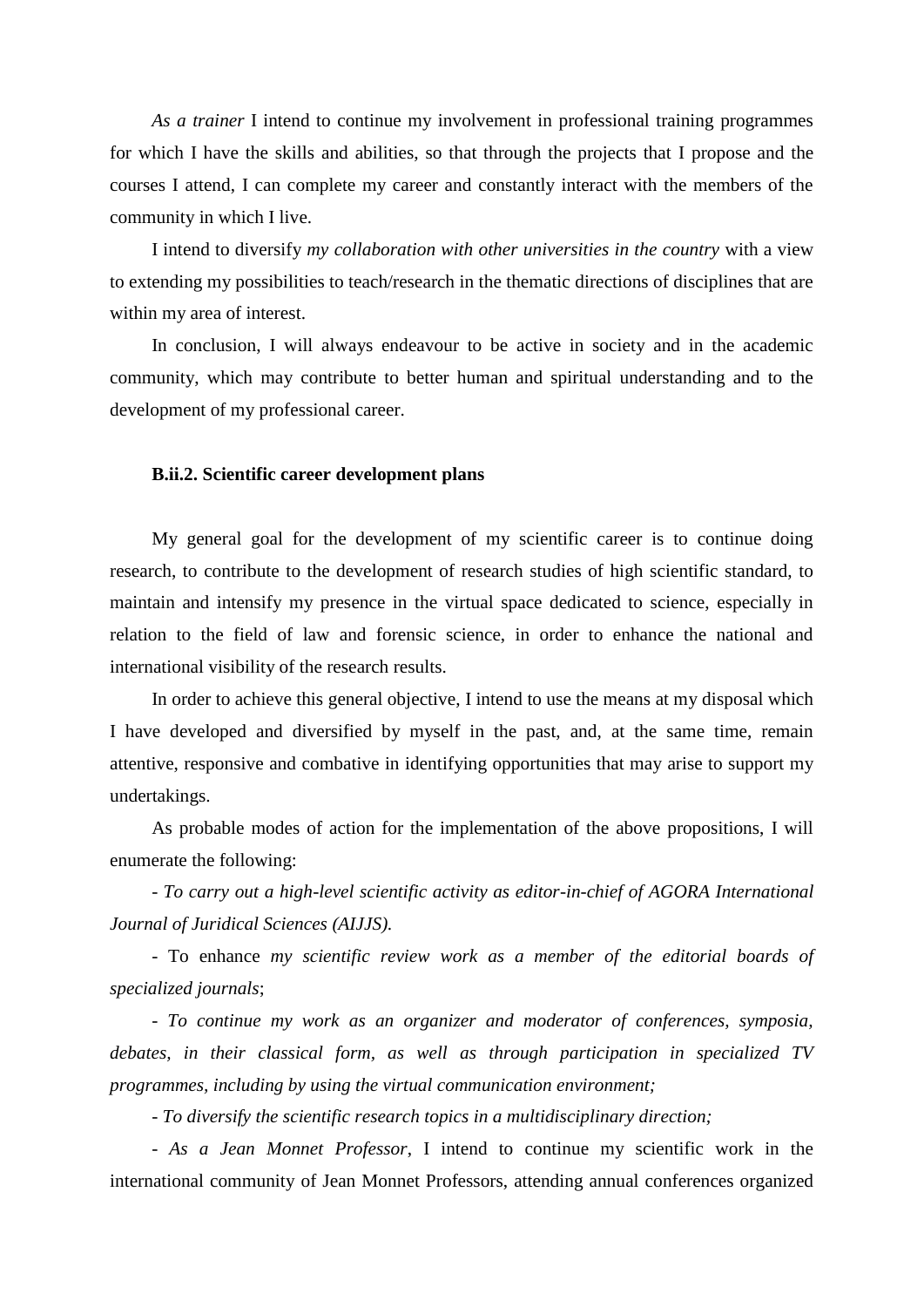*As a trainer* I intend to continue my involvement in professional training programmes for which I have the skills and abilities, so that through the projects that I propose and the courses I attend, I can complete my career and constantly interact with the members of the community in which I live.

I intend to diversify *my collaboration with other universities in the country* with a view to extending my possibilities to teach/research in the thematic directions of disciplines that are within my area of interest.

In conclusion, I will always endeavour to be active in society and in the academic community, which may contribute to better human and spiritual understanding and to the development of my professional career.

### B.ii.2. Scientific career development plans

My general goal for the development of my scientific career is to continue doing research, to contribute to the development of research studies of high scientific standard, to maintain and intensify my presence in the virtual space dedicated to science, especially in relation to the field of law and forensic science, in order to enhance the national and international visibility of the research results.

In order to achieve this general objective, I intend to use the means at my disposal which I have developed and diversified by myself in the past, and, at the same time, remain attentive, responsive and combative in identifying opportunities that may arise to support my undertakings.

As probable modes of action for the implementation of the above propositions, I will enumerate the following:

- *To carry out a high-level scientific activity as editor-in-chief of AGORA International Journal of Juridical Sciences (AIJJS).*

- To enhance *my scientific review work as a member of the editorial boards of specialized journals*;

- *To continue my work as an organizer and moderator of conferences, symposia, debates, in their classical form, as well as through participation in specialized TV programmes, including by using the virtual communication environment;*

- *To diversify the scientific research topics in a multidisciplinary direction;*

- *As a Jean Monnet Professor*, I intend to continue my scientific work in the international community of Jean Monnet Professors, attending annual conferences organized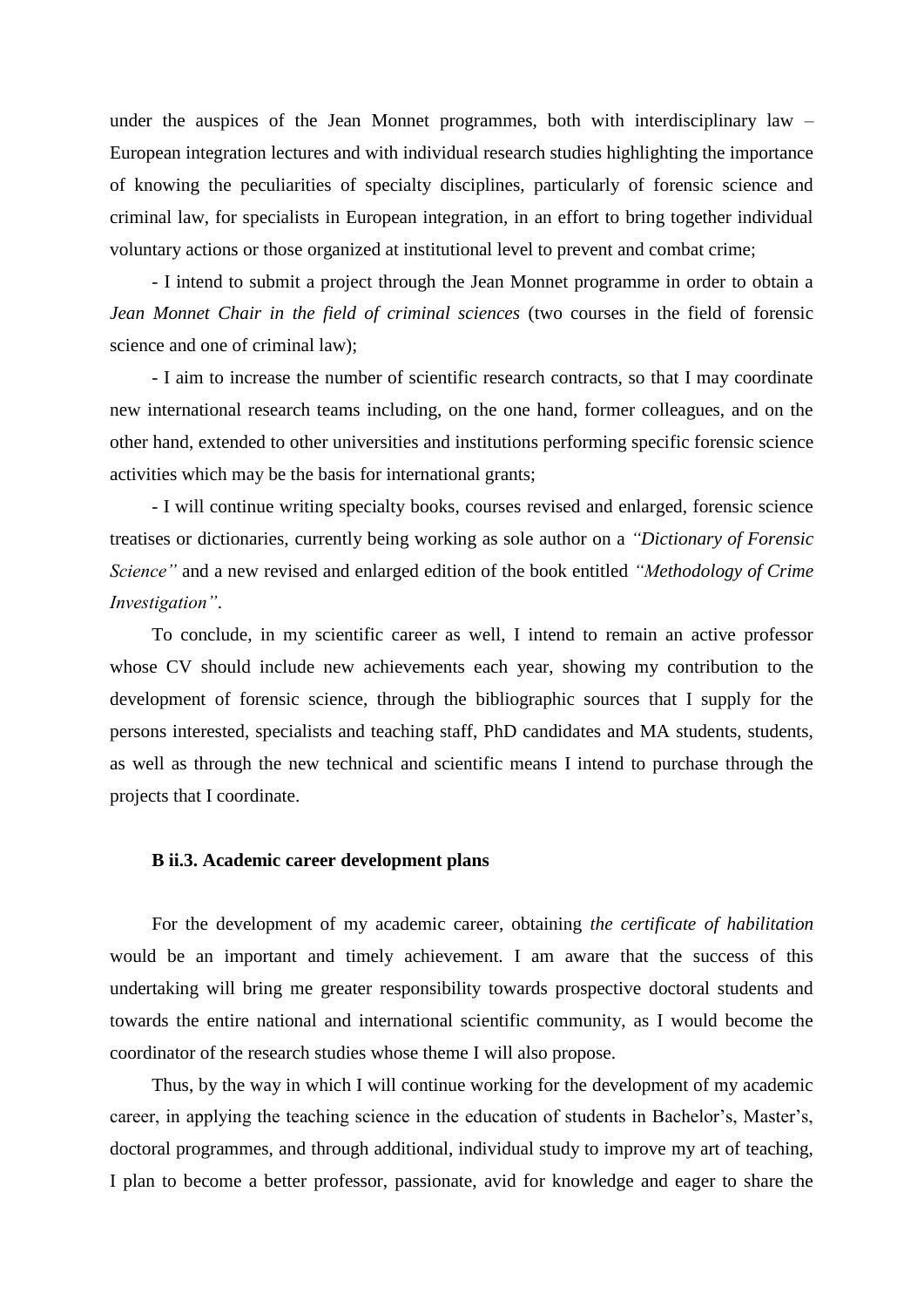under the auspices of the Jean Monnet programmes, both with interdisciplinary law – European integration lectures and with individual research studies highlighting the importance of knowing the peculiarities of specialty disciplines, particularly of forensic science and criminal law, for specialists in European integration, in an effort to bring together individual voluntary actions or those organized at institutional level to prevent and combat crime;

- I intend to submit a project through the Jean Monnet programme in order to obtain a *Jean Monnet Chair in the field of criminal sciences* (two courses in the field of forensic science and one of criminal law);

- I aim to increase the number of scientific research contracts, so that I may coordinate new international research teams including, on the one hand, former colleagues, and on the other hand, extended to other universities and institutions performing specific forensic science activities which may be the basis for international grants;

- I will continue writing specialty books, courses revised and enlarged, forensic science treatises or dictionaries, currently being working as sole author on a *"Dictionary of Forensic Science"* and a new revised and enlarged edition of the book entitled *"Methodology of Crime Investigation"*.

To conclude, in my scientific career as well, I intend to remain an active professor whose CV should include new achievements each year, showing my contribution to the development of forensic science, through the bibliographic sources that I supply for the persons interested, specialists and teaching staff, PhD candidates and MA students, students, as well as through the new technical and scientific means I intend to purchase through the projects that I coordinate.

### B ii.3. Academic career development plans

For the development of my academic career, obtaining *the certificate of habilitation* would be an important and timely achievement. I am aware that the success of this undertaking will bring me greater responsibility towards prospective doctoral students and towards the entire national and international scientific community, as I would become the coordinator of the research studies whose theme I will also propose.

Thus, by the way in which I will continue working for the development of my academic career, in applying the teaching science in the education of students in Bachelor's, Master's, doctoral programmes, and through additional, individual study to improve my art of teaching, I plan to become a better professor, passionate, avid for knowledge and eager to share the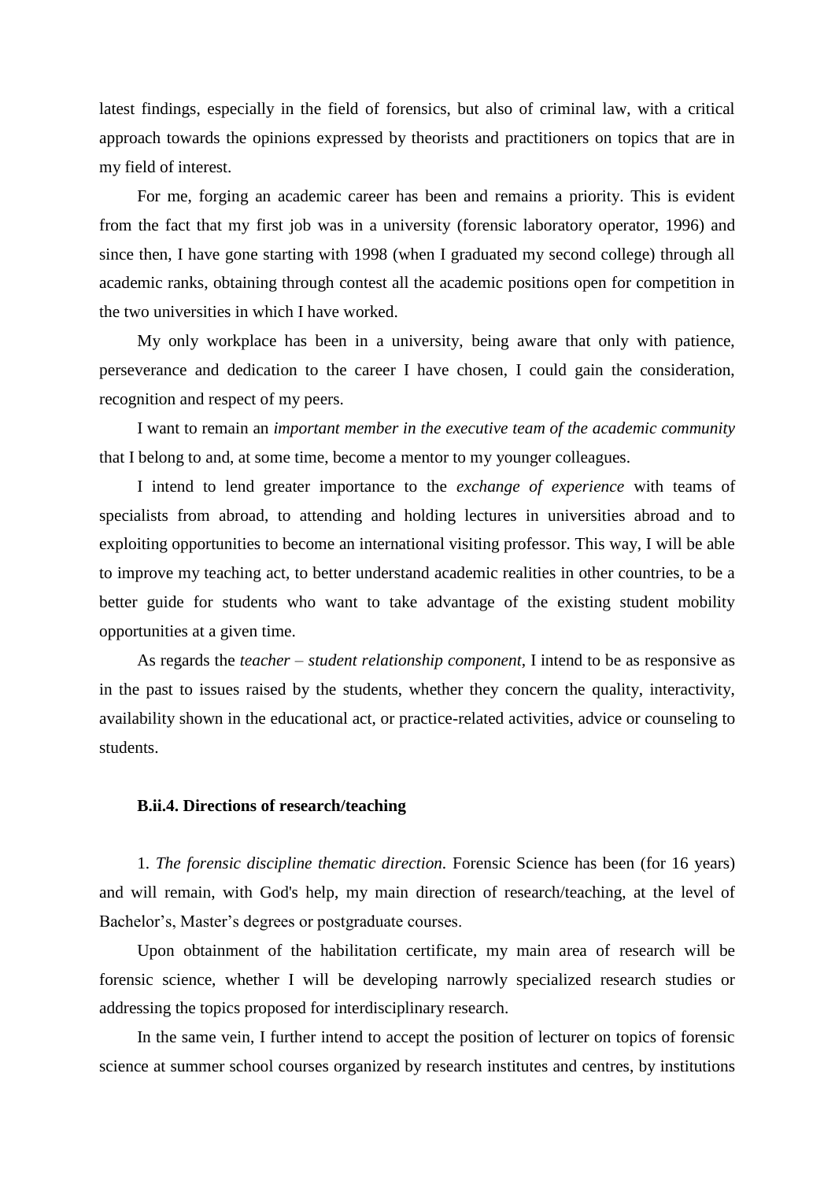latest findings, especially in the field of forensics, but also of criminal law, with a critical approach towards the opinions expressed by theorists and practitioners on topics that are in my field of interest.

For me, forging an academic career has been and remains a priority. This is evident from the fact that my first job was in a university (forensic laboratory operator, 1996) and since then, I have gone starting with 1998 (when I graduated my second college) through all academic ranks, obtaining through contest all the academic positions open for competition in the two universities in which I have worked.

My only workplace has been in a university, being aware that only with patience, perseverance and dedication to the career I have chosen, I could gain the consideration, recognition and respect of my peers.

I want to remain an *important member in the executive team of the academic community* that I belong to and, at some time, become a mentor to my younger colleagues.

I intend to lend greater importance to the *exchange of experience* with teams of specialists from abroad, to attending and holding lectures in universities abroad and to exploiting opportunities to become an international visiting professor. This way, I will be able to improve my teaching act, to better understand academic realities in other countries, to be a better guide for students who want to take advantage of the existing student mobility opportunities at a given time.

As regards the *teacher – student relationship component*, I intend to be as responsive as in the past to issues raised by the students, whether they concern the quality, interactivity, availability shown in the educational act, or practice-related activities, advice or counseling to students.

### B.ii.4. Directions of research/teaching

1. *The forensic discipline thematic direction.* Forensic Science has been (for 16 years) and will remain, with God's help, my main direction of research/teaching, at the level of Bachelor's, Master's degrees or postgraduate courses.

Upon obtainment of the habilitation certificate, my main area of research will be forensic science, whether I will be developing narrowly specialized research studies or addressing the topics proposed for interdisciplinary research.

In the same vein, I further intend to accept the position of lecturer on topics of forensic science at summer school courses organized by research institutes and centres, by institutions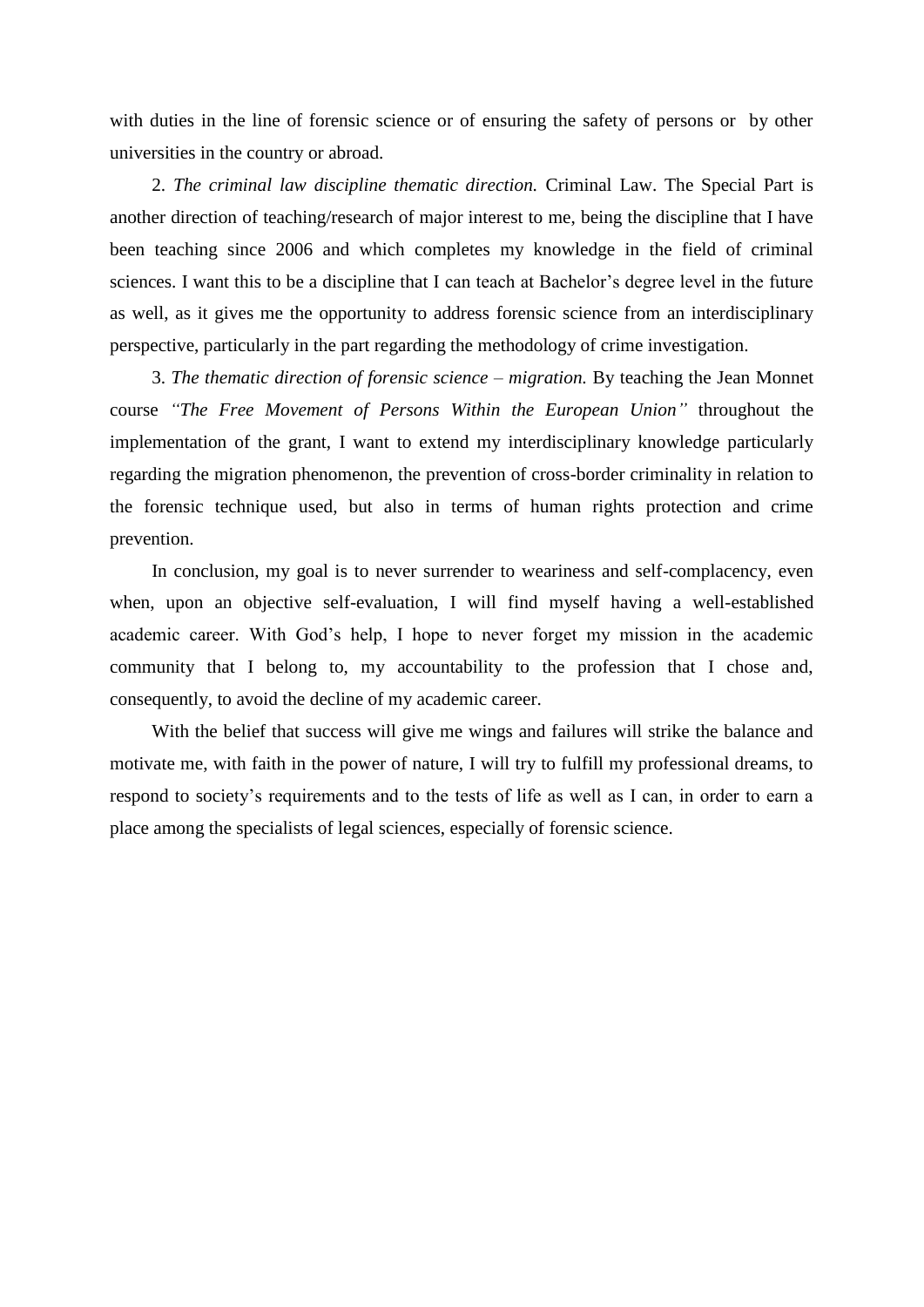with duties in the line of forensic science or of ensuring the safety of persons or by other universities in the country or abroad.

2. *The criminal law discipline thematic direction.* Criminal Law. The Special Part is another direction of teaching/research of major interest to me, being the discipline that I have been teaching since 2006 and which completes my knowledge in the field of criminal sciences. I want this to be a discipline that I can teach at Bachelor's degree level in the future as well, as it gives me the opportunity to address forensic science from an interdisciplinary perspective, particularly in the part regarding the methodology of crime investigation.

3. *The thematic direction of forensic science – migration.* By teaching the Jean Monnet course *"The Free Movement of Persons Within the European Union"* throughout the implementation of the grant, I want to extend my interdisciplinary knowledge particularly regarding the migration phenomenon, the prevention of cross-border criminality in relation to the forensic technique used, but also in terms of human rights protection and crime prevention.

In conclusion, my goal is to never surrender to weariness and self-complacency, even when, upon an objective self-evaluation, I will find myself having a well-established academic career. With God's help, I hope to never forget my mission in the academic community that I belong to, my accountability to the profession that I chose and, consequently, to avoid the decline of my academic career.

With the belief that success will give me wings and failures will strike the balance and motivate me, with faith in the power of nature, I will try to fulfill my professional dreams, to respond to society's requirements and to the tests of life as well as I can, in order to earn a place among the specialists of legal sciences, especially of forensic science.